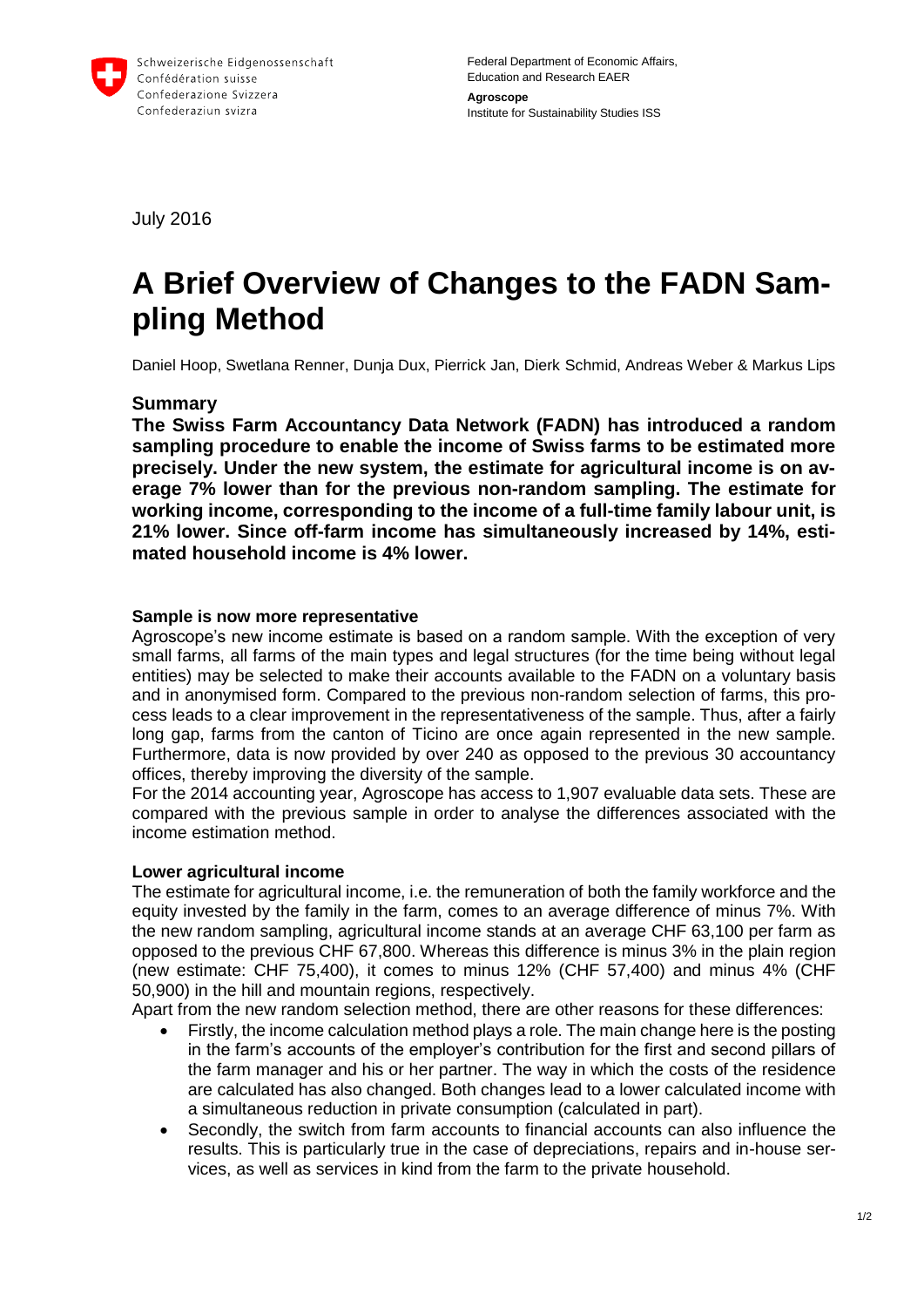Schweizerische Eidgenossenschaft
Confédération suisse
Confederazione Svizzera
Confederaziun svizra

Federal Department of Economic Affairs, Education and Research EAER

**Agroscope**
Institute for Sustainability Studies ISS

July 2016

# A Brief Overview of Changes to the FADN Sampling Method

Daniel Hoop, Swetlana Renner, Dunja Dux, Pierrick Jan, Dierk Schmid, Andreas Weber & Markus Lips

## Summary

**The Swiss Farm Accountancy Data Network (FADN) has introduced a random sampling procedure to enable the income of Swiss farms to be estimated more precisely. Under the new system, the estimate for agricultural income is on average 7% lower than for the previous non-random sampling. The estimate for working income, corresponding to the income of a full-time family labour unit, is 21% lower. Since off-farm income has simultaneously increased by 14%, estimated household income is 4% lower.**

### Sample is now more representative

Agroscope's new income estimate is based on a random sample. With the exception of very small farms, all farms of the main types and legal structures (for the time being without legal entities) may be selected to make their accounts available to the FADN on a voluntary basis and in anonymised form. Compared to the previous non-random selection of farms, this process leads to a clear improvement in the representativeness of the sample. Thus, after a fairly long gap, farms from the canton of Ticino are once again represented in the new sample. Furthermore, data is now provided by over 240 as opposed to the previous 30 accountancy offices, thereby improving the diversity of the sample.

For the 2014 accounting year, Agroscope has access to 1,907 evaluable data sets. These are compared with the previous sample in order to analyse the differences associated with the income estimation method.

### Lower agricultural income

The estimate for agricultural income, i.e. the remuneration of both the family workforce and the equity invested by the family in the farm, comes to an average difference of minus 7%. With the new random sampling, agricultural income stands at an average CHF 63,100 per farm as opposed to the previous CHF 67,800. Whereas this difference is minus 3% in the plain region (new estimate: CHF 75,400), it comes to minus 12% (CHF 57,400) and minus 4% (CHF 50,900) in the hill and mountain regions, respectively.

Apart from the new random selection method, there are other reasons for these differences:

- Firstly, the income calculation method plays a role. The main change here is the posting in the farm's accounts of the employer's contribution for the first and second pillars of the farm manager and his or her partner. The way in which the costs of the residence are calculated has also changed. Both changes lead to a lower calculated income with a simultaneous reduction in private consumption (calculated in part).
- Secondly, the switch from farm accounts to financial accounts can also influence the results. This is particularly true in the case of depreciations, repairs and in-house services, as well as services in kind from the farm to the private household.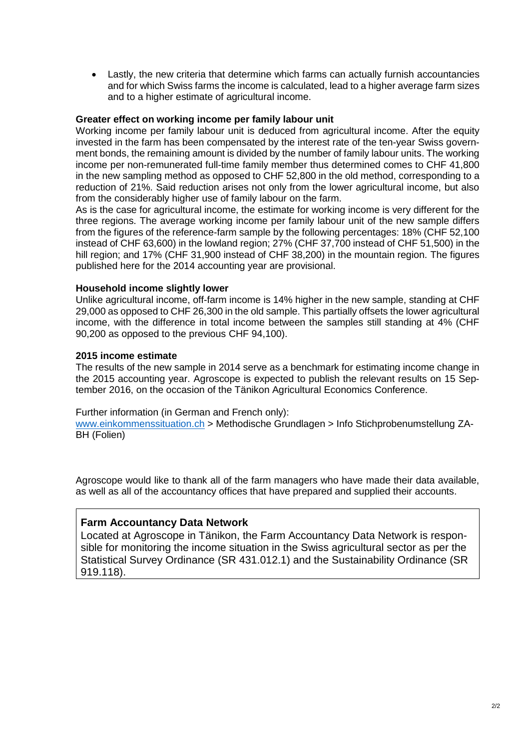- Lastly, the new criteria that determine which farms can actually furnish accountancies and for which Swiss farms the income is calculated, lead to a higher average farm sizes and to a higher estimate of agricultural income.

**Greater effect on working income per family labour unit**

Working income per family labour unit is deduced from agricultural income. After the equity invested in the farm has been compensated by the interest rate of the ten-year Swiss government bonds, the remaining amount is divided by the number of family labour units. The working income per non-remunerated full-time family member thus determined comes to CHF 41,800 in the new sampling method as opposed to CHF 52,800 in the old method, corresponding to a reduction of 21%. Said reduction arises not only from the lower agricultural income, but also from the considerably higher use of family labour on the farm.

As is the case for agricultural income, the estimate for working income is very different for the three regions. The average working income per family labour unit of the new sample differs from the figures of the reference-farm sample by the following percentages: 18% (CHF 52,100 instead of CHF 63,600) in the lowland region; 27% (CHF 37,700 instead of CHF 51,500) in the hill region; and 17% (CHF 31,900 instead of CHF 38,200) in the mountain region. The figures published here for the 2014 accounting year are provisional.

**Household income slightly lower**

Unlike agricultural income, off-farm income is 14% higher in the new sample, standing at CHF 29,000 as opposed to CHF 26,300 in the old sample. This partially offsets the lower agricultural income, with the difference in total income between the samples still standing at 4% (CHF 90,200 as opposed to the previous CHF 94,100).

**2015 income estimate**

The results of the new sample in 2014 serve as a benchmark for estimating income change in the 2015 accounting year. Agroscope is expected to publish the relevant results on 15 September 2016, on the occasion of the Tänikon Agricultural Economics Conference.

Further information (in German and French only):
www.einkommenssituation.ch > Methodische Grundlagen > Info Stichprobenumstellung ZA-BH (Folien)

Agroscope would like to thank all of the farm managers who have made their data available, as well as all of the accountancy offices that have prepared and supplied their accounts.

**Farm Accountancy Data Network**

Located at Agroscope in Tänikon, the Farm Accountancy Data Network is responsible for monitoring the income situation in the Swiss agricultural sector as per the Statistical Survey Ordinance (SR 431.012.1) and the Sustainability Ordinance (SR 919.118).